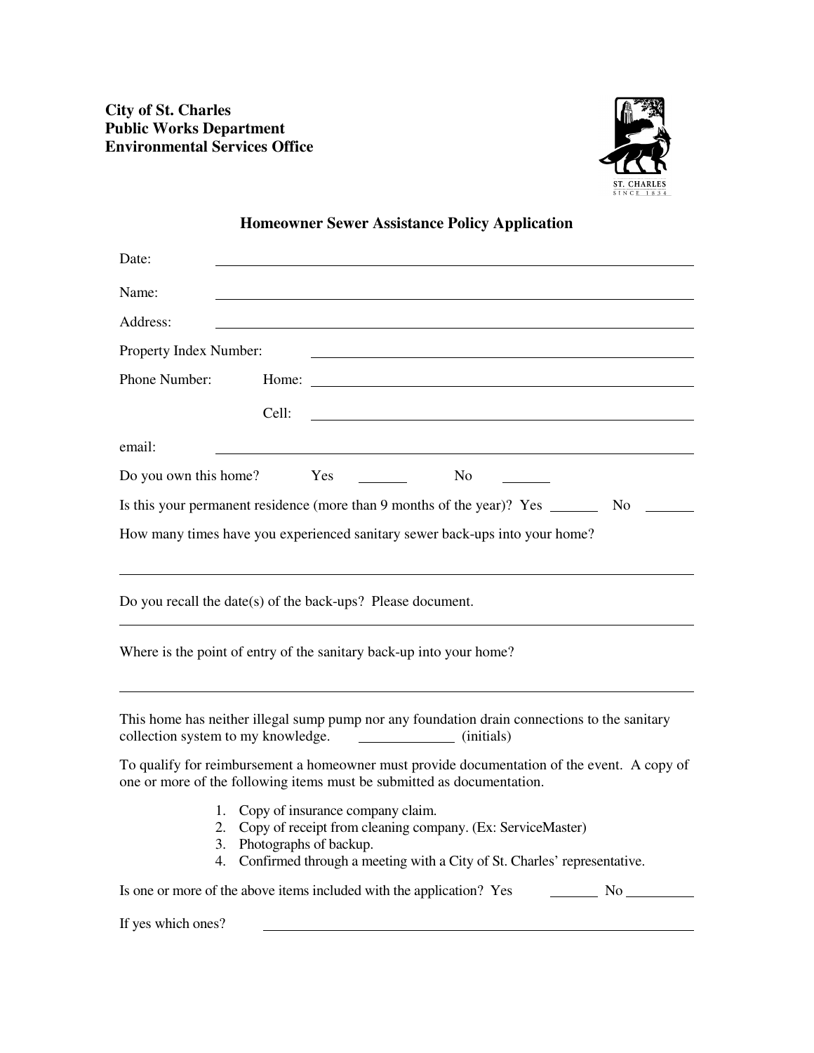**City of St. Charles**
**Public Works Department**
**Environmental Services Office**

## Homeowner Sewer Assistance Policy Application

Date: ______________________________________________

Name: ______________________________________________

Address: ______________________________________________

Property Index Number: ______________________________________________

Phone Number: Home: ______________________________________________

Cell: ______________________________________________

email: ______________________________________________

Do you own this home? Yes _______ No _______

Is this your permanent residence (more than 9 months of the year)? Yes _______ No _______

How many times have you experienced sanitary sewer back-ups into your home?

______________________________________________

Do you recall the date(s) of the back-ups? Please document.

______________________________________________

Where is the point of entry of the sanitary back-up into your home?

______________________________________________

This home has neither illegal sump pump nor any foundation drain connections to the sanitary collection system to my knowledge. _____________ (initials)

To qualify for reimbursement a homeowner must provide documentation of the event. A copy of one or more of the following items must be submitted as documentation.

1. Copy of insurance company claim.
2. Copy of receipt from cleaning company. (Ex: ServiceMaster)
3. Photographs of backup.
4. Confirmed through a meeting with a City of St. Charles' representative.

Is one or more of the above items included with the application? Yes _______ No _________

If yes which ones? ______________________________________________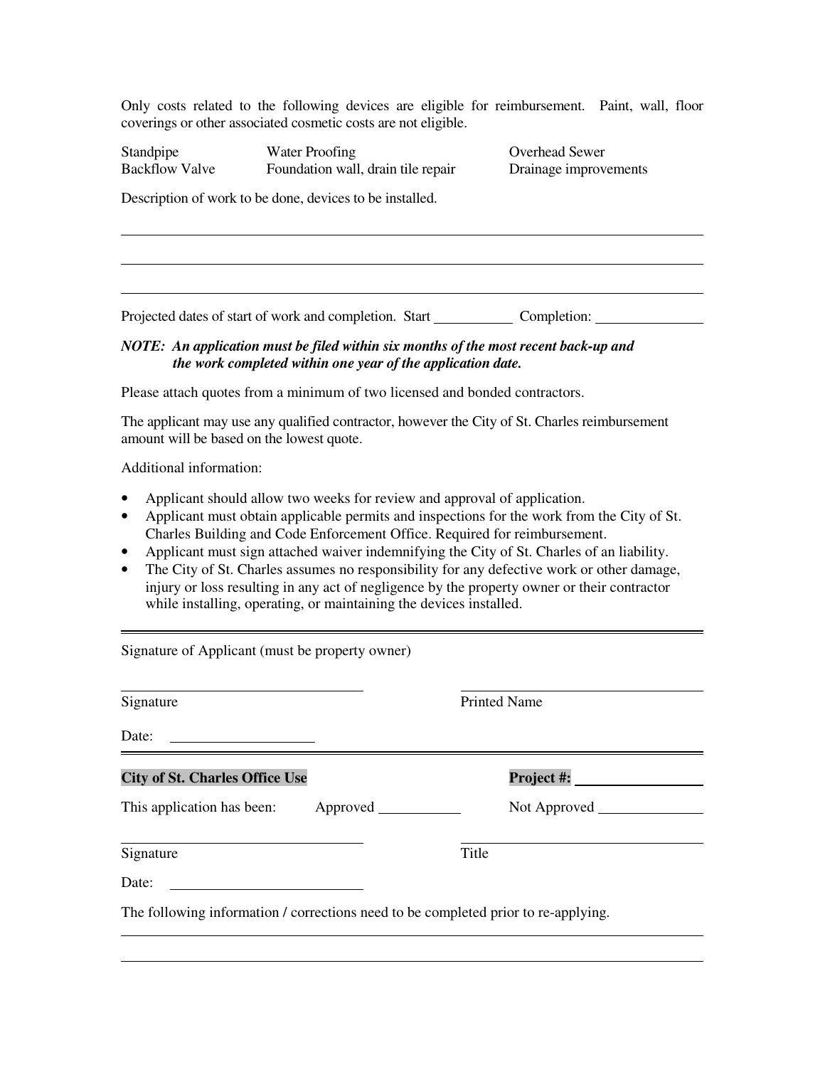Only costs related to the following devices are eligible for reimbursement. Paint, wall, floor coverings or other associated cosmetic costs are not eligible.

| | | |
|---|---|---|
| Standpipe | Water Proofing | Overhead Sewer |
| Backflow Valve | Foundation wall, drain tile repair | Drainage improvements |

Description of work to be done, devices to be installed.

______________________________________________________________________

______________________________________________________________________

______________________________________________________________________

Projected dates of start of work and completion. Start __________ Completion: ______________

***NOTE: An application must be filed within six months of the most recent back-up and the work completed within one year of the application date.***

Please attach quotes from a minimum of two licensed and bonded contractors.

The applicant may use any qualified contractor, however the City of St. Charles reimbursement amount will be based on the lowest quote.

Additional information:

- Applicant should allow two weeks for review and approval of application.
- Applicant must obtain applicable permits and inspections for the work from the City of St. Charles Building and Code Enforcement Office. Required for reimbursement.
- Applicant must sign attached waiver indemnifying the City of St. Charles of an liability.
- The City of St. Charles assumes no responsibility for any defective work or other damage, injury or loss resulting in any act of negligence by the property owner or their contractor while installing, operating, or maintaining the devices installed.

---

Signature of Applicant (must be property owner)

______________________________ ______________________________

Signature Printed Name

Date: ____________________

---

**City of St. Charles Office Use** **Project #:** ______________

This application has been: Approved __________ Not Approved ____________

______________________________ ______________________________

Signature Title

Date: ______________________

The following information / corrections need to be completed prior to re-applying.

______________________________________________________________________

______________________________________________________________________